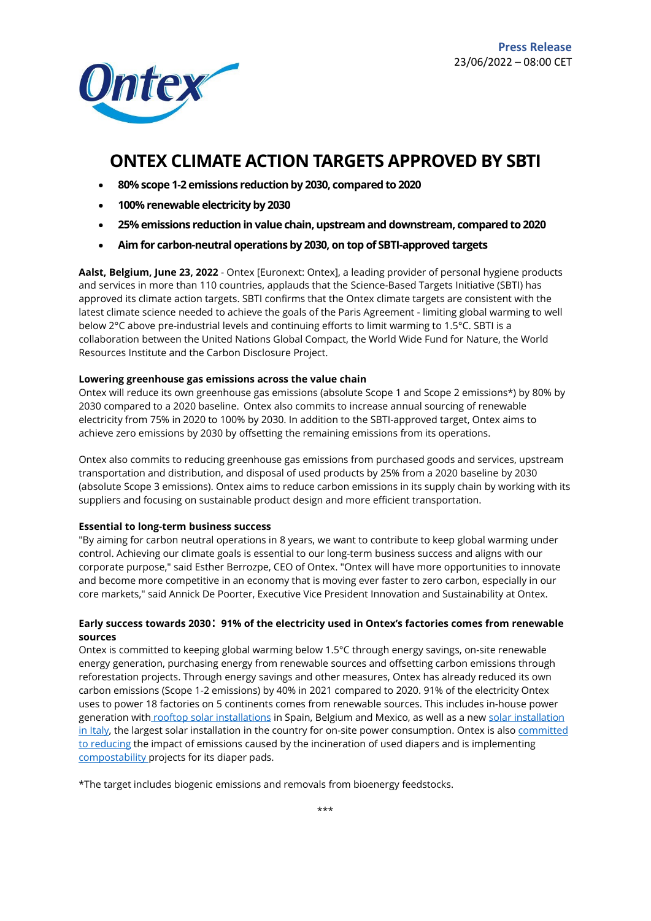**Press Release**
23/06/2022 – 08:00 CET

# ONTEX CLIMATE ACTION TARGETS APPROVED BY SBTI

- **80% scope 1-2 emissions reduction by 2030, compared to 2020**
- **100% renewable electricity by 2030**
- **25% emissions reduction in value chain, upstream and downstream, compared to 2020**
- **Aim for carbon-neutral operations by 2030, on top of SBTI-approved targets**

**Aalst, Belgium, June 23, 2022** - Ontex [Euronext: Ontex], a leading provider of personal hygiene products and services in more than 110 countries, applauds that the Science-Based Targets Initiative (SBTI) has approved its climate action targets. SBTI confirms that the Ontex climate targets are consistent with the latest climate science needed to achieve the goals of the Paris Agreement - limiting global warming to well below 2°C above pre-industrial levels and continuing efforts to limit warming to 1.5°C. SBTI is a collaboration between the United Nations Global Compact, the World Wide Fund for Nature, the World Resources Institute and the Carbon Disclosure Project.

**Lowering greenhouse gas emissions across the value chain**

Ontex will reduce its own greenhouse gas emissions (absolute Scope 1 and Scope 2 emissions*) by 80% by 2030 compared to a 2020 baseline. Ontex also commits to increase annual sourcing of renewable electricity from 75% in 2020 to 100% by 2030. In addition to the SBTI-approved target, Ontex aims to achieve zero emissions by 2030 by offsetting the remaining emissions from its operations.

Ontex also commits to reducing greenhouse gas emissions from purchased goods and services, upstream transportation and distribution, and disposal of used products by 25% from a 2020 baseline by 2030 (absolute Scope 3 emissions). Ontex aims to reduce carbon emissions in its supply chain by working with its suppliers and focusing on sustainable product design and more efficient transportation.

**Essential to long-term business success**

"By aiming for carbon neutral operations in 8 years, we want to contribute to keep global warming under control. Achieving our climate goals is essential to our long-term business success and aligns with our corporate purpose," said Esther Berrozpe, CEO of Ontex. "Ontex will have more opportunities to innovate and become more competitive in an economy that is moving ever faster to zero carbon, especially in our core markets," said Annick De Poorter, Executive Vice President Innovation and Sustainability at Ontex.

**Early success towards 2030： 91% of the electricity used in Ontex's factories comes from renewable sources**

Ontex is committed to keeping global warming below 1.5°C through energy savings, on-site renewable energy generation, purchasing energy from renewable sources and offsetting carbon emissions through reforestation projects. Through energy savings and other measures, Ontex has already reduced its own carbon emissions (Scope 1-2 emissions) by 40% in 2021 compared to 2020. 91% of the electricity Ontex uses to power 18 factories on 5 continents comes from renewable sources. This includes in-house power generation with rooftop solar installations in Spain, Belgium and Mexico, as well as a new solar installation in Italy, the largest solar installation in the country for on-site power consumption. Ontex is also committed to reducing the impact of emissions caused by the incineration of used diapers and is implementing compostability projects for its diaper pads.

*The target includes biogenic emissions and removals from bioenergy feedstocks.

***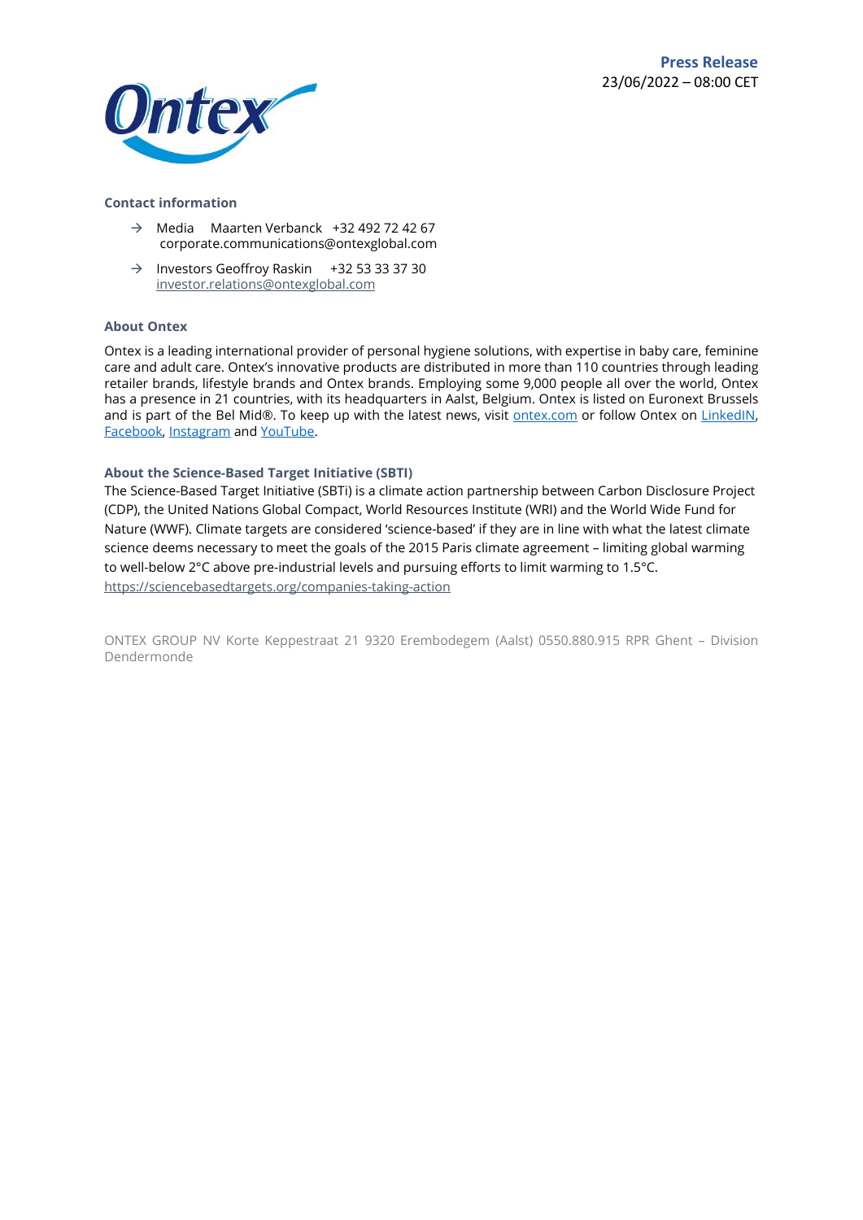**Press Release**
23/06/2022 – 08:00 CET

### Contact information

- → Media Maarten Verbanck +32 492 72 42 67 corporate.communications@ontexglobal.com
- → Investors Geoffroy Raskin +32 53 33 37 30 investor.relations@ontexglobal.com

### About Ontex

Ontex is a leading international provider of personal hygiene solutions, with expertise in baby care, feminine care and adult care. Ontex's innovative products are distributed in more than 110 countries through leading retailer brands, lifestyle brands and Ontex brands. Employing some 9,000 people all over the world, Ontex has a presence in 21 countries, with its headquarters in Aalst, Belgium. Ontex is listed on Euronext Brussels and is part of the Bel Mid®. To keep up with the latest news, visit ontex.com or follow Ontex on LinkedIN, Facebook, Instagram and YouTube.

### About the Science-Based Target Initiative (SBTI)

The Science-Based Target Initiative (SBTi) is a climate action partnership between Carbon Disclosure Project (CDP), the United Nations Global Compact, World Resources Institute (WRI) and the World Wide Fund for Nature (WWF). Climate targets are considered 'science-based' if they are in line with what the latest climate science deems necessary to meet the goals of the 2015 Paris climate agreement – limiting global warming to well-below 2°C above pre-industrial levels and pursuing efforts to limit warming to 1.5°C.
https://sciencebasedtargets.org/companies-taking-action

ONTEX GROUP NV Korte Keppestraat 21 9320 Erembodegem (Aalst) 0550.880.915 RPR Ghent – Division Dendermonde